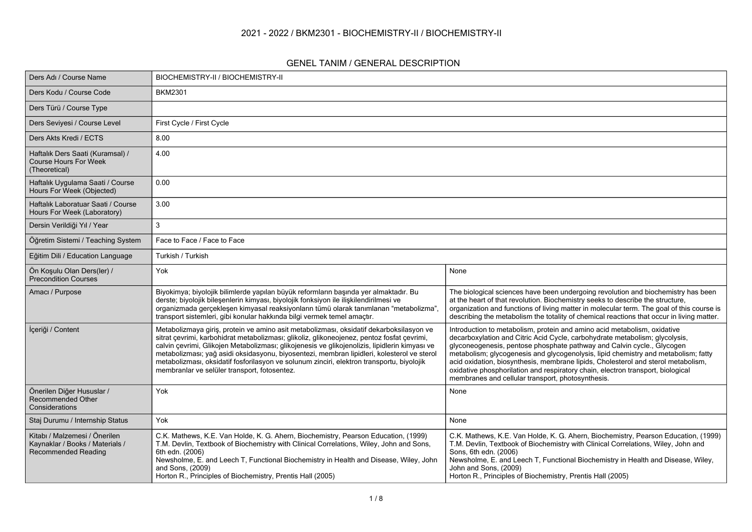# 2021 - 2022 / BKM2301 - BIOCHEMISTRY-II / BIOCHEMISTRY-II

## GENEL TANIM / GENERAL DESCRIPTION

| | | |
|---|---|---|
| Ders Adı / Course Name | BIOCHEMISTRY-II / BIOCHEMISTRY-II | |
| Ders Kodu / Course Code | BKM2301 | |
| Ders Türü / Course Type | | |
| Ders Seviyesi / Course Level | First Cycle / First Cycle | |
| Ders Akts Kredi / ECTS | 8.00 | |
| Haftalık Ders Saati (Kuramsal) / Course Hours For Week (Theoretical) | 4.00 | |
| Haftalık Uygulama Saati / Course Hours For Week (Objected) | 0.00 | |
| Haftalık Laboratuar Saati / Course Hours For Week (Laboratory) | 3.00 | |
| Dersin Verildiği Yıl / Year | 3 | |
| Öğretim Sistemi / Teaching System | Face to Face / Face to Face | |
| Eğitim Dili / Education Language | Turkish / Turkish | |
| Ön Koşulu Olan Ders(ler) / Precondition Courses | Yok | None |
| Amacı / Purpose | Biyokimya; biyolojik bilimlerde yapılan büyük reformların başında yer almaktadır. Bu derste; biyolojik bileşenlerin kimyası, biyolojik fonksiyon ile ilişkilendirilmesi ve organizmada gerçekleşen kimyasal reaksiyonların tümü olarak tanımlanan "metabolizma", transport sistemleri, gibi konular hakkında bilgi vermek temel amaçtır. | The biological sciences have been undergoing revolution and biochemistry has been at the heart of that revolution. Biochemistry seeks to describe the structure, organization and functions of living matter in molecular term. The goal of this course is describing the metabolism the totality of chemical reactions that occur in living matter. |
| İçeriği / Content | Metabolizmaya giriş, protein ve amino asit metabolizması, oksidatif dekarboksilasyon ve sitrat çevrimi, karbohidrat metabolizması; glikoliz, glikoneojenez, pentoz fosfat çevrimi, calvin çevrimi, Glikojen Metabolizması; glikojenesis ve glikojenolizis, lipidlerin kimyası ve metabolizması; yağ asidi oksidasyonu, biyosentezi, membran lipidleri, kolesterol ve sterol metabolizması, oksidatif fosforilasyon ve solunum zinciri, elektron transportu, biyolojik membranlar ve selüler transport, fotosentez. | Introduction to metabolism, protein and amino acid metabolism, oxidative decarboxylation and Citric Acid Cycle, carbohydrate metabolism; glycolysis, glyconeogenesis, pentose phosphate pathway and Calvin cycle., Glycogen metabolism; glycogenesis and glycogenolysis, lipid chemistry and metabolism; fatty acid oxidation, biosynthesis, membrane lipids, Cholesterol and sterol metabolism, oxidative phosphorilation and respiratory chain, electron transport, biological membranes and cellular transport, photosynthesis. |
| Önerilen Diğer Hususlar / Recommended Other Considerations | Yok | None |
| Staj Durumu / Internship Status | Yok | None |
| Kitabı / Malzemesi / Önerilen Kaynaklar / Books / Materials / Recommended Reading | C.K. Mathews, K.E. Van Holde, K. G. Ahern, Biochemistry, Pearson Education, (1999)<br>T.M. Devlin, Textbook of Biochemistry with Clinical Correlations, Wiley, John and Sons, 6th edn. (2006)<br>Newsholme, E. and Leech T, Functional Biochemistry in Health and Disease, Wiley, John and Sons, (2009)<br>Horton R., Principles of Biochemistry, Prentis Hall (2005) | C.K. Mathews, K.E. Van Holde, K. G. Ahern, Biochemistry, Pearson Education, (1999)<br>T.M. Devlin, Textbook of Biochemistry with Clinical Correlations, Wiley, John and Sons, 6th edn. (2006)<br>Newsholme, E. and Leech T, Functional Biochemistry in Health and Disease, Wiley, John and Sons, (2009)<br>Horton R., Principles of Biochemistry, Prentis Hall (2005) |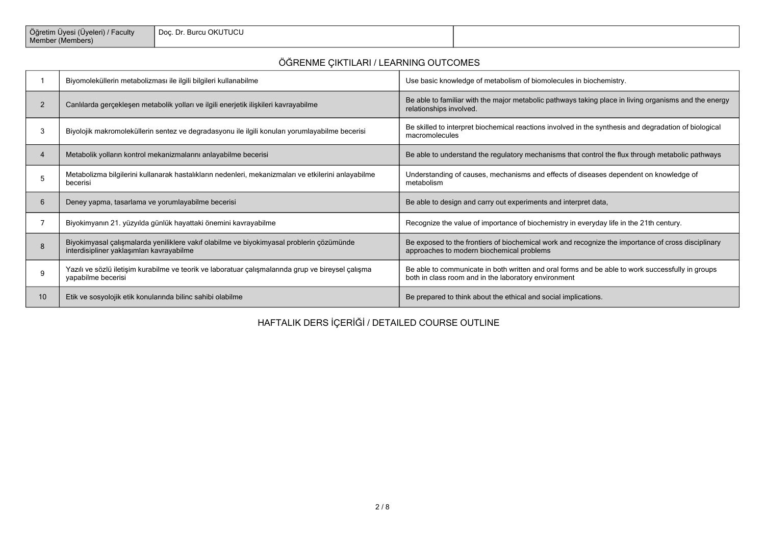| Öğretim Üyesi (Üyeleri) / Faculty Member (Members) | Doç. Dr. Burcu OKUTUCU | |
|---|---|---|

## ÖĞRENME ÇIKTILARI / LEARNING OUTCOMES

| | | |
|---|---|---|
| 1 | Biyomoleküllerin metabolizması ile ilgili bilgileri kullanabilme | Use basic knowledge of metabolism of biomolecules in biochemistry. |
| 2 | Canlılarda gerçekleşen metabolik yolları ve ilgili enerjetik ilişkileri kavrayabilme | Be able to familiar with the major metabolic pathways taking place in living organisms and the energy relationships involved. |
| 3 | Biyolojik makromoleküllerin sentez ve degradasyonu ile ilgili konuları yorumlayabilme becerisi | Be skilled to interpret biochemical reactions involved in the synthesis and degradation of biological macromolecules |
| 4 | Metabolik yolların kontrol mekanizmalarını anlayabilme becerisi | Be able to understand the regulatory mechanisms that control the flux through metabolic pathways |
| 5 | Metabolizma bilgilerini kullanarak hastalıkların nedenleri, mekanizmaları ve etkilerini anlayabilme becerisi | Understanding of causes, mechanisms and effects of diseases dependent on knowledge of metabolism |
| 6 | Deney yapma, tasarlama ve yorumlayabilme becerisi | Be able to design and carry out experiments and interpret data, |
| 7 | Biyokimyanın 21. yüzyılda günlük hayattaki önemini kavrayabilme | Recognize the value of importance of biochemistry in everyday life in the 21th century. |
| 8 | Biyokimyasal çalışmalarda yeniliklere vakıf olabilme ve biyokimyasal problerin çözümünde interdisipliner yaklaşımları kavrayabilme | Be exposed to the frontiers of biochemical work and recognize the importance of cross disciplinary approaches to modern biochemical problems |
| 9 | Yazılı ve sözlü iletişim kurabilme ve teorik ve laboratuar çalışmalarında grup ve bireysel çalışma yapabilme becerisi | Be able to communicate in both written and oral forms and be able to work successfully in groups both in class room and in the laboratory environment |
| 10 | Etik ve sosyolojik etik konularında bilinc sahibi olabilme | Be prepared to think about the ethical and social implications. |

## HAFTALIK DERS İÇERİĞİ / DETAILED COURSE OUTLINE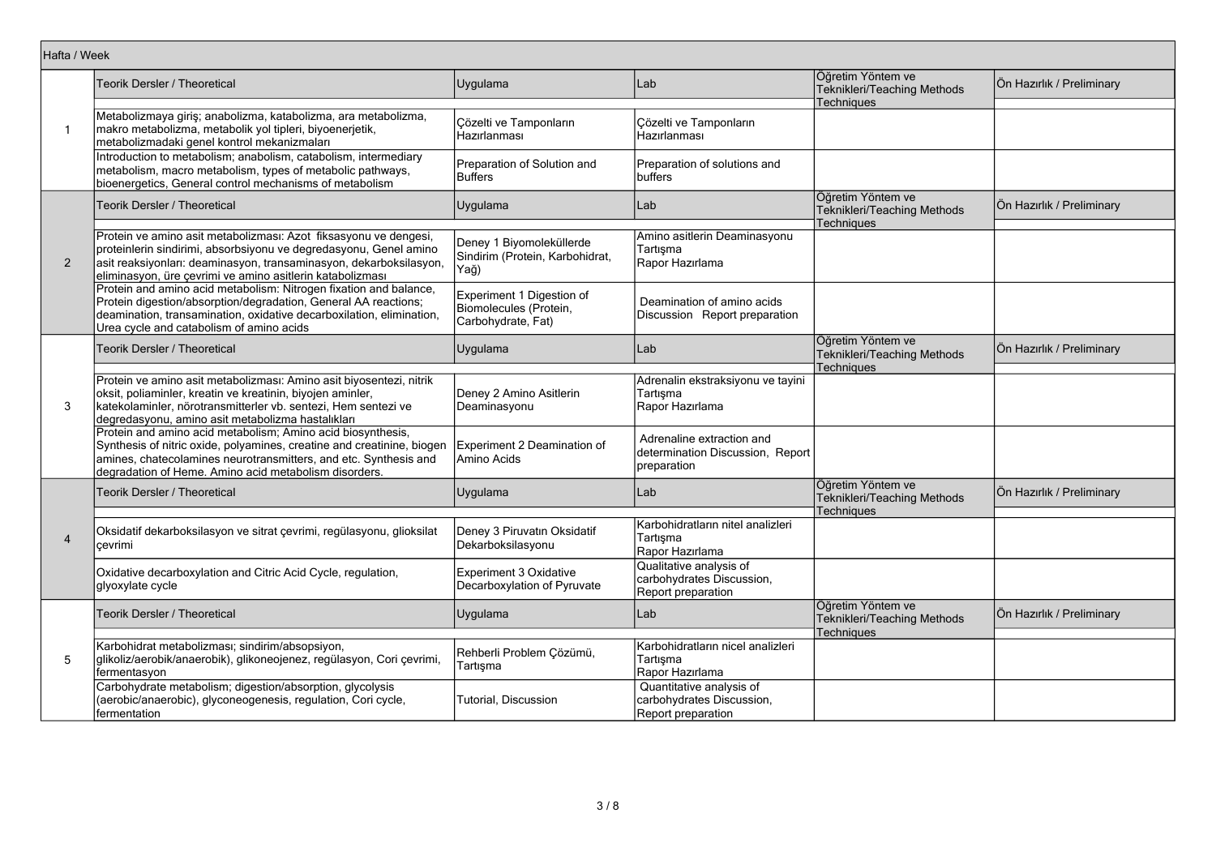| Hafta / Week | Teorik Dersler / Theoretical | Uygulama | Lab | Öğretim Yöntem ve Teknikleri/Teaching Methods Techniques | Ön Hazırlık / Preliminary |
|---|---|---|---|---|---|
| 1 | Metabolizmaya giriş; anabolizma, katabolizma, ara metabolizma, makro metabolizma, metabolik yol tipleri, biyoenerjetik, metabolizmadaki genel kontrol mekanizmaları | Çözelti ve Tamponların Hazırlanması | Çözelti ve Tamponların Hazırlanması | | |
| | Introduction to metabolism; anabolism, catabolism, intermediary metabolism, macro metabolism, types of metabolic pathways, bioenergetics, General control mechanisms of metabolism | Preparation of Solution and Buffers | Preparation of solutions and buffers | | |
| | Teorik Dersler / Theoretical | Uygulama | Lab | Öğretim Yöntem ve Teknikleri/Teaching Methods Techniques | Ön Hazırlık / Preliminary |
| 2 | Protein ve amino asit metabolizması: Azot fiksasyonu ve dengesi, proteinlerin sindirimi, absorbsiyonu ve degredasyonu, Genel amino asit reaksiyonları: deaminasyon, transaminasyon, dekarboksilasyon, eliminasyon, üre çevrimi ve amino asitlerin katabolizması | Deney 1 Biyomoleküllerde Sindirim (Protein, Karbohidrat, Yağ) | Amino asitlerin Deaminasyonu Tartışma Rapor Hazırlama | | |
| | Protein and amino acid metabolism: Nitrogen fixation and balance, Protein digestion/absorption/degradation, General AA reactions; deamination, transamination, oxidative decarboxilation, elimination, Urea cycle and catabolism of amino acids | Experiment 1 Digestion of Biomolecules (Protein, Carbohydrate, Fat) | Deamination of amino acids Discussion Report preparation | | |
| | Teorik Dersler / Theoretical | Uygulama | Lab | Öğretim Yöntem ve Teknikleri/Teaching Methods Techniques | Ön Hazırlık / Preliminary |
| 3 | Protein ve amino asit metabolizması: Amino asit biyosentezi, nitrik oksit, poliaminler, kreatin ve kreatinin, biyojen aminler, katekolaminler, nörotransmitterler vb. sentezi, Hem sentezi ve degredasyonu, amino asit metabolizma hastalıkları | Deney 2 Amino Asitlerin Deaminasyonu | Adrenalin ekstraksiyonu ve tayini Tartışma Rapor Hazırlama | | |
| | Protein and amino acid metabolism; Amino acid biosynthesis, Synthesis of nitric oxide, polyamines, creatine and creatinine, biogen amines, chatecolamines neurotransmitters, and etc. Synthesis and degradation of Heme. Amino acid metabolism disorders. | Experiment 2 Deamination of Amino Acids | Adrenaline extraction and determination Discussion, Report preparation | | |
| | Teorik Dersler / Theoretical | Uygulama | Lab | Öğretim Yöntem ve Teknikleri/Teaching Methods Techniques | Ön Hazırlık / Preliminary |
| 4 | Oksidatif dekarboksilasyon ve sitrat çevrimi, regülasyonu, glioksilat çevrimi | Deney 3 Piruvatın Oksidatif Dekarboksilasyonu | Karbohidratların nitel analizleri Tartışma Rapor Hazırlama | | |
| | Oxidative decarboxylation and Citric Acid Cycle, regulation, glyoxylate cycle | Experiment 3 Oxidative Decarboxylation of Pyruvate | Qualitative analysis of carbohydrates Discussion, Report preparation | | |
| | Teorik Dersler / Theoretical | Uygulama | Lab | Öğretim Yöntem ve Teknikleri/Teaching Methods Techniques | Ön Hazırlık / Preliminary |
| 5 | Karbohidrat metabolizması; sindirim/absopsiyon, glikoliz/aerobik/anaerobik), glikoneojenez, regülasyon, Cori çevrimi, fermentasyon | Rehberli Problem Çözümü, Tartışma | Karbohidratların nicel analizleri Tartışma Rapor Hazırlama | | |
| | Carbohydrate metabolism; digestion/absorption, glycolysis (aerobic/anaerobic), glyconeogenesis, regulation, Cori cycle, fermentation | Tutorial, Discussion | Quantitative analysis of carbohydrates Discussion, Report preparation | | |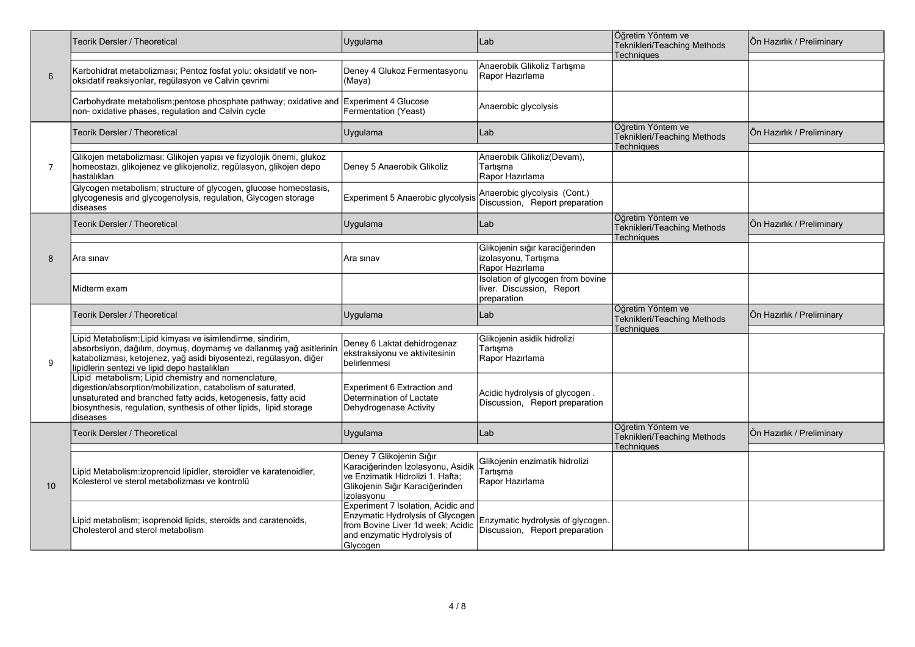| | Teorik Dersler / Theoretical | Uygulama | Lab | Öğretim Yöntem ve Teknikleri/Teaching Methods Techniques | Ön Hazırlık / Preliminary |
|---|---|---|---|---|---|
| 6 | Karbohidrat metabolizması; Pentoz fosfat yolu: oksidatif ve non-oksidatif reaksiyonlar, regülasyon ve Calvin çevrimi | Deney 4 Glukoz Fermentasyonu (Maya) | Anaerobik Glikoliz Tartışma Rapor Hazırlama | | |
| | Carbohydrate metabolism;pentose phosphate pathway; oxidative and non- oxidative phases, regulation and Calvin cycle | Experiment 4 Glucose Fermentation (Yeast) | Anaerobic glycolysis | | |
| | Teorik Dersler / Theoretical | Uygulama | Lab | Öğretim Yöntem ve Teknikleri/Teaching Methods Techniques | Ön Hazırlık / Preliminary |
| 7 | Glikojen metabolizması: Glikojen yapısı ve fizyolojik önemi, glukoz homeostazı, glikojenez ve glikojenoliz, regülasyon, glikojen depo hastalıkları | Deney 5 Anaerobik Glikoliz | Anaerobik Glikoliz(Devam), Tartışma Rapor Hazırlama | | |
| | Glycogen metabolism; structure of glycogen, glucose homeostasis, glycogenesis and glycogenolysis, regulation, Glycogen storage diseases | Experiment 5 Anaerobic glycolysis | Anaerobic glycolysis (Cont.) Discussion, Report preparation | | |
| | Teorik Dersler / Theoretical | Uygulama | Lab | Öğretim Yöntem ve Teknikleri/Teaching Methods Techniques | Ön Hazırlık / Preliminary |
| 8 | Ara sınav | Ara sınav | Glikojenin sığır karaciğerinden izolasyonu, Tartışma Rapor Hazırlama | | |
| | Midterm exam | | Isolation of glycogen from bovine liver. Discussion, Report preparation | | |
| | Teorik Dersler / Theoretical | Uygulama | Lab | Öğretim Yöntem ve Teknikleri/Teaching Methods Techniques | Ön Hazırlık / Preliminary |
| 9 | Lipid Metabolism:Lipid kimyası ve isimlendirme, sindirim, absorbsiyon, dağılım, doymuş, doymamış ve dallanmış yağ asitlerinin katabolizması, ketojenez, yağ asidi biyosentezi, regülasyon, diğer lipidlerin sentezi ve lipid depo hastalıkları | Deney 6 Laktat dehidrogenaz ekstraksiyonu ve aktivitesinin belirlenmesi | Glikojenin asidik hidrolizi Tartışma Rapor Hazırlama | | |
| | Lipid metabolism; Lipid chemistry and nomenclature, digestion/absorption/mobilization, catabolism of saturated, unsaturated and branched fatty acids, ketogenesis, fatty acid biosynthesis, regulation, synthesis of other lipids, lipid storage diseases | Experiment 6 Extraction and Determination of Lactate Dehydrogenase Activity | Acidic hydrolysis of glycogen . Discussion, Report preparation | | |
| | Teorik Dersler / Theoretical | Uygulama | Lab | Öğretim Yöntem ve Teknikleri/Teaching Methods Techniques | Ön Hazırlık / Preliminary |
| 10 | Lipid Metabolism:izoprenoid lipidler, steroidler ve karatenoidler, Kolesterol ve sterol metabolizması ve kontrolü | Deney 7 Glikojenin Sığır Karaciğerinden İzolasyonu, Asidik ve Enzimatik Hidrolizi 1. Hafta; Glikojenin Sığır Karaciğerinden İzolasyonu | Glikojenin enzimatik hidrolizi Tartışma Rapor Hazırlama | | |
| | Lipid metabolism; isoprenoid lipids, steroids and caratenoids, Cholesterol and sterol metabolism | Experiment 7 Isolation, Acidic and Enzymatic Hydrolysis of Glycogen from Bovine Liver 1d week; Acidic and enzymatic Hydrolysis of Glycogen | Enzymatic hydrolysis of glycogen. Discussion, Report preparation | | |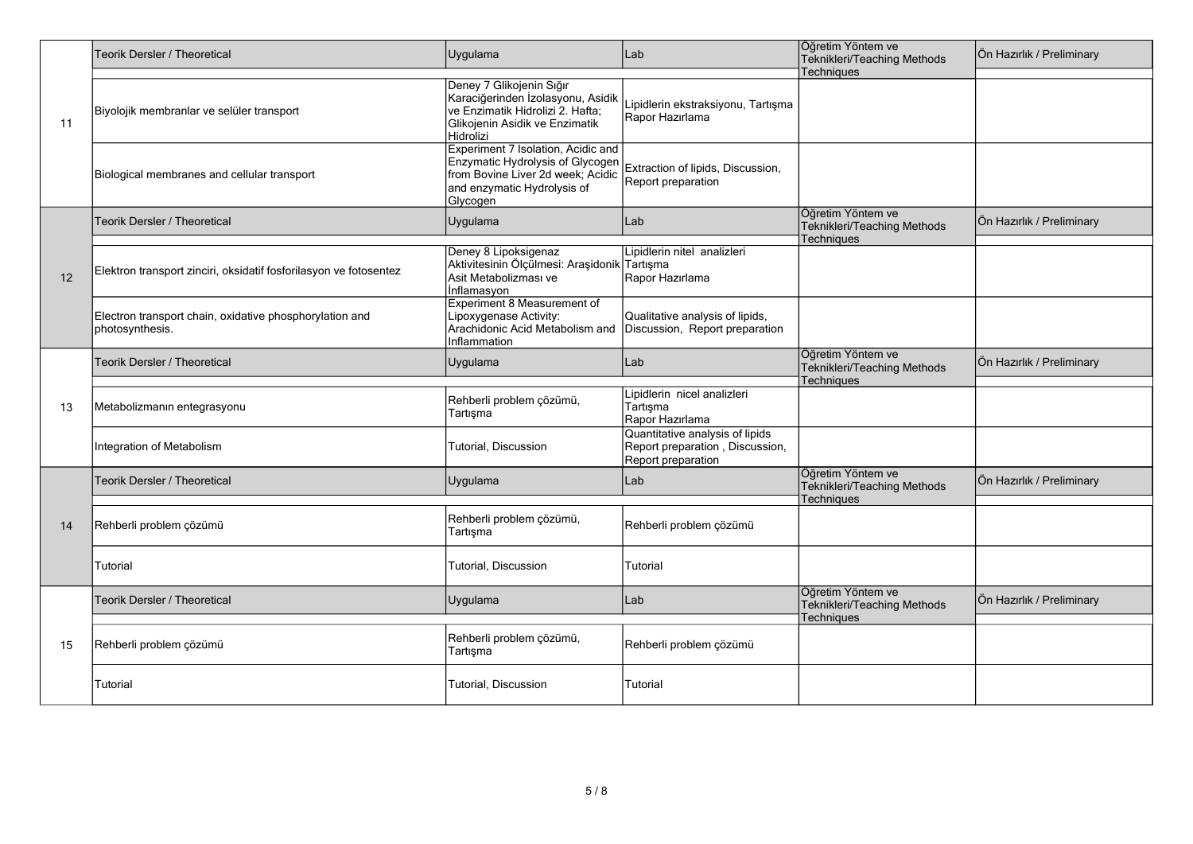| | Teorik Dersler / Theoretical | Uygulama | Lab | Öğretim Yöntem ve Teknikleri/Teaching Methods Techniques | Ön Hazırlık / Preliminary |
|---|---|---|---|---|---|
| 11 | Biyolojik membranlar ve selüler transport | Deney 7 Glikojenin Sığır Karaciğerinden İzolasyonu, Asidik ve Enzimatik Hidrolizi 2. Hafta; Glikojenin Asidik ve Enzimatik Hidrolizi | Lipidlerin ekstraksiyonu, Tartışma Rapor Hazırlama | | |
| | Biological membranes and cellular transport | Experiment 7 Isolation, Acidic and Enzymatic Hydrolysis of Glycogen from Bovine Liver 2d week; Acidic and enzymatic Hydrolysis of Glycogen | Extraction of lipids, Discussion, Report preparation | | |
| | Teorik Dersler / Theoretical | Uygulama | Lab | Öğretim Yöntem ve Teknikleri/Teaching Methods Techniques | Ön Hazırlık / Preliminary |
| 12 | Elektron transport zinciri, oksidatif fosforilasyon ve fotosentez | Deney 8 Lipoksigenaz Aktivitesinin Ölçülmesi: Araşidonik Asit Metabolizması ve İnflamasyon | Lipidlerin nitel analizleri Tartışma Rapor Hazırlama | | |
| | Electron transport chain, oxidative phosphorylation and photosynthesis. | Experiment 8 Measurement of Lipoxygenase Activity: Arachidonic Acid Metabolism and Inflammation | Qualitative analysis of lipids, Discussion, Report preparation | | |
| | Teorik Dersler / Theoretical | Uygulama | Lab | Öğretim Yöntem ve Teknikleri/Teaching Methods Techniques | Ön Hazırlık / Preliminary |
| 13 | Metabolizmanın entegrasyonu | Rehberli problem çözümü, Tartışma | Lipidlerin nicel analizleri Tartışma Rapor Hazırlama | | |
| | Integration of Metabolism | Tutorial, Discussion | Quantitative analysis of lipids Report preparation , Discussion, Report preparation | | |
| | Teorik Dersler / Theoretical | Uygulama | Lab | Öğretim Yöntem ve Teknikleri/Teaching Methods Techniques | Ön Hazırlık / Preliminary |
| 14 | Rehberli problem çözümü | Rehberli problem çözümü, Tartışma | Rehberli problem çözümü | | |
| | Tutorial | Tutorial, Discussion | Tutorial | | |
| | Teorik Dersler / Theoretical | Uygulama | Lab | Öğretim Yöntem ve Teknikleri/Teaching Methods Techniques | Ön Hazırlık / Preliminary |
| 15 | Rehberli problem çözümü | Rehberli problem çözümü, Tartışma | Rehberli problem çözümü | | |
| | Tutorial | Tutorial, Discussion | Tutorial | | |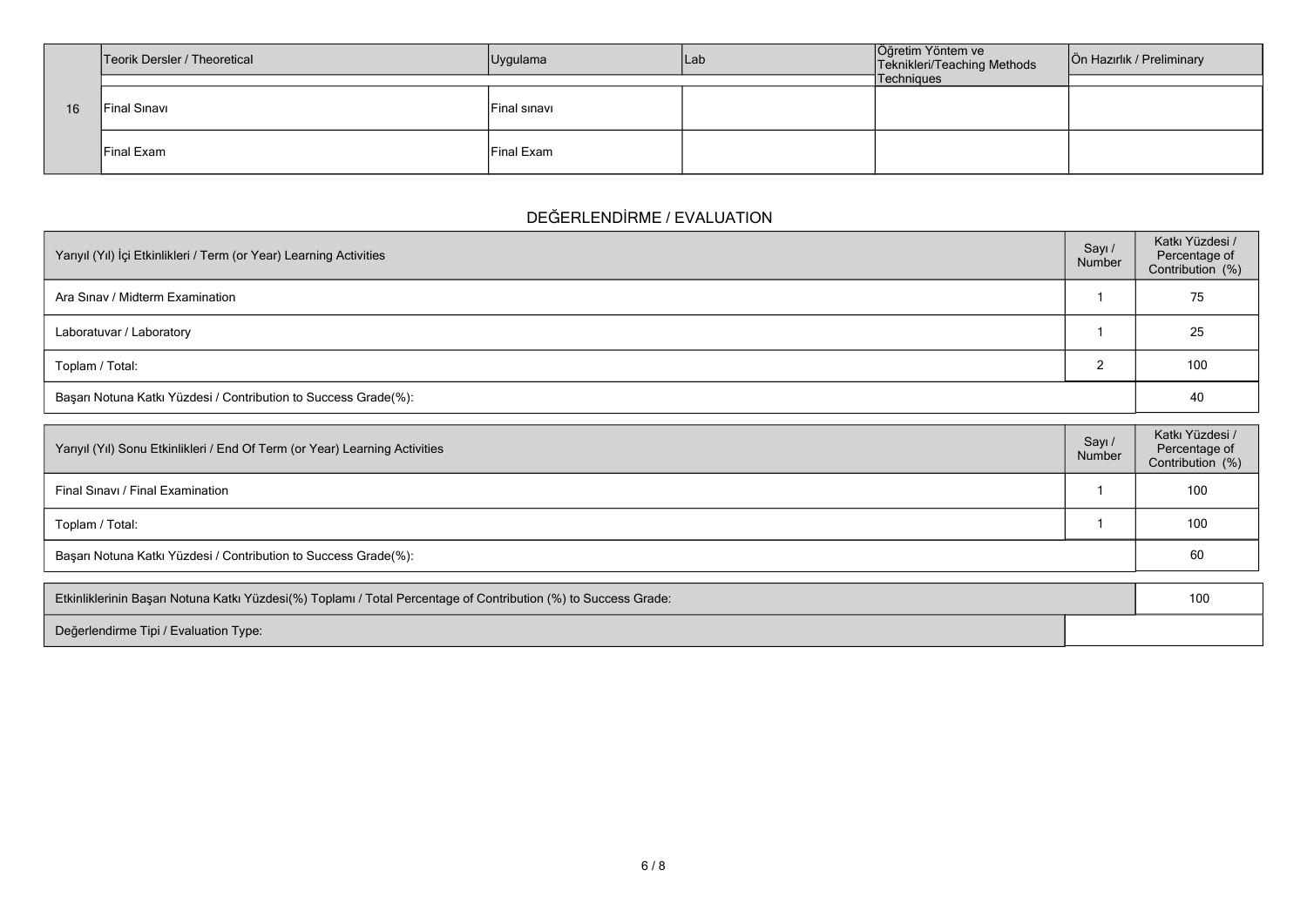| | Teorik Dersler / Theoretical | Uygulama | Lab | Öğretim Yöntem ve Teknikleri/Teaching Methods Techniques | Ön Hazırlık / Preliminary |
|---|---|---|---|---|---|
| 16 | Final Sınavı | Final sınavı | | | |
| | Final Exam | Final Exam | | | |

## DEĞERLENDİRME / EVALUATION

| Yarıyıl (Yıl) İçi Etkinlikleri / Term (or Year) Learning Activities | Sayı / Number | Katkı Yüzdesi / Percentage of Contribution (%) |
|---|---|---|
| Ara Sınav / Midterm Examination | 1 | 75 |
| Laboratuvar / Laboratory | 1 | 25 |
| Toplam / Total: | 2 | 100 |
| Başarı Notuna Katkı Yüzdesi / Contribution to Success Grade(%): | | 40 |

| Yarıyıl (Yıl) Sonu Etkinlikleri / End Of Term (or Year) Learning Activities | Sayı / Number | Katkı Yüzdesi / Percentage of Contribution (%) |
|---|---|---|
| Final Sınavı / Final Examination | 1 | 100 |
| Toplam / Total: | 1 | 100 |
| Başarı Notuna Katkı Yüzdesi / Contribution to Success Grade(%): | | 60 |

| | |
|---|---|
| Etkinliklerinin Başarı Notuna Katkı Yüzdesi(%) Toplamı / Total Percentage of Contribution (%) to Success Grade: | 100 |
| Değerlendirme Tipi / Evaluation Type: | |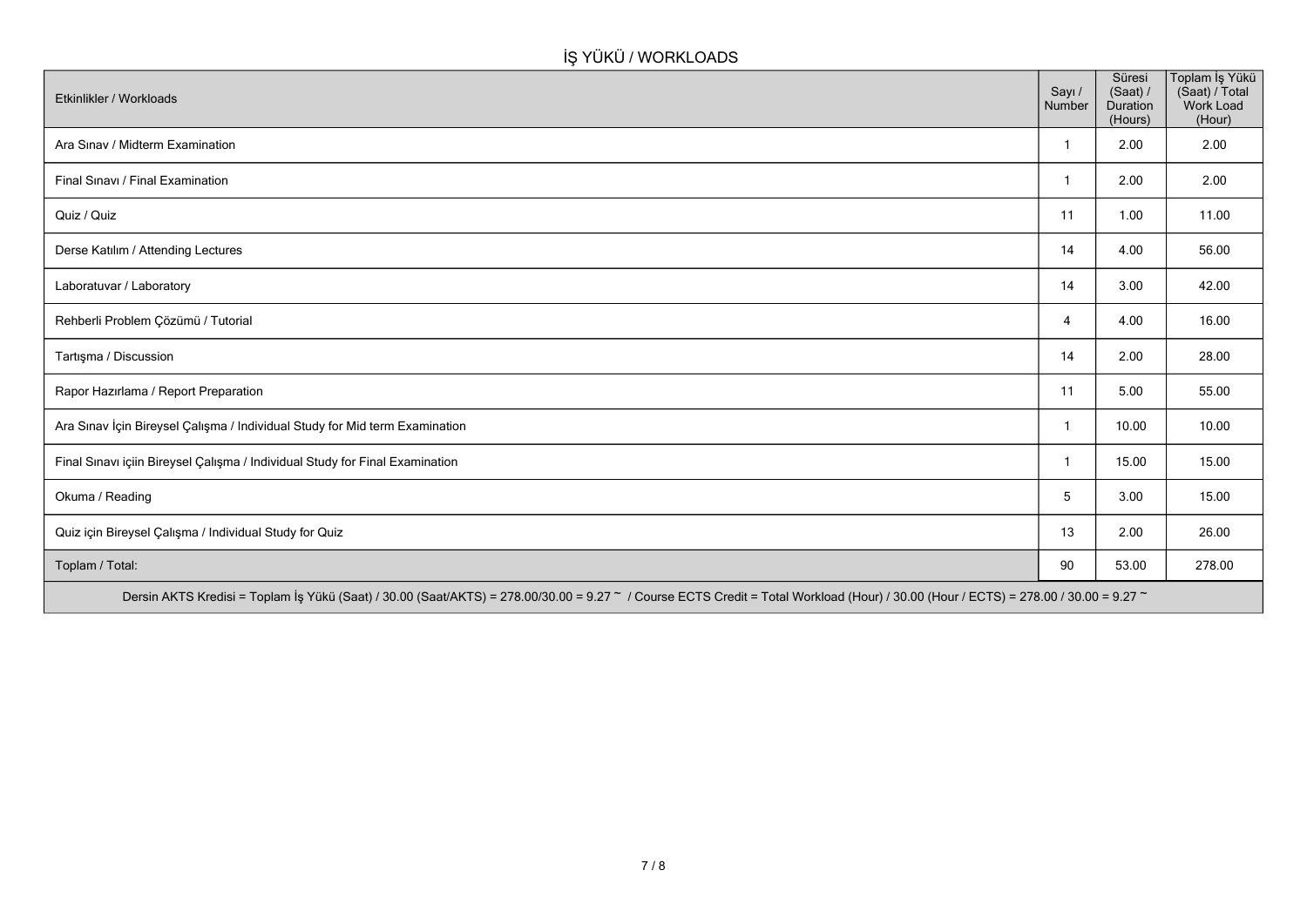## İŞ YÜKÜ / WORKLOADS

| Etkinlikler / Workloads | Sayı / Number | Süresi (Saat) / Duration (Hours) | Toplam İş Yükü (Saat) / Total Work Load (Hour) |
|---|---|---|---|
| Ara Sınav / Midterm Examination | 1 | 2.00 | 2.00 |
| Final Sınavı / Final Examination | 1 | 2.00 | 2.00 |
| Quiz / Quiz | 11 | 1.00 | 11.00 |
| Derse Katılım / Attending Lectures | 14 | 4.00 | 56.00 |
| Laboratuvar / Laboratory | 14 | 3.00 | 42.00 |
| Rehberli Problem Çözümü / Tutorial | 4 | 4.00 | 16.00 |
| Tartışma / Discussion | 14 | 2.00 | 28.00 |
| Rapor Hazırlama / Report Preparation | 11 | 5.00 | 55.00 |
| Ara Sınav İçin Bireysel Çalışma / Individual Study for Mid term Examination | 1 | 10.00 | 10.00 |
| Final Sınavı içiin Bireysel Çalışma / Individual Study for Final Examination | 1 | 15.00 | 15.00 |
| Okuma / Reading | 5 | 3.00 | 15.00 |
| Quiz için Bireysel Çalışma / Individual Study for Quiz | 13 | 2.00 | 26.00 |
| Toplam / Total: | 90 | 53.00 | 278.00 |

Dersin AKTS Kredisi = Toplam İş Yükü (Saat) / 30.00 (Saat/AKTS) = 278.00/30.00 = 9.27 ~ / Course ECTS Credit = Total Workload (Hour) / 30.00 (Hour / ECTS) = 278.00 / 30.00 = 9.27 ~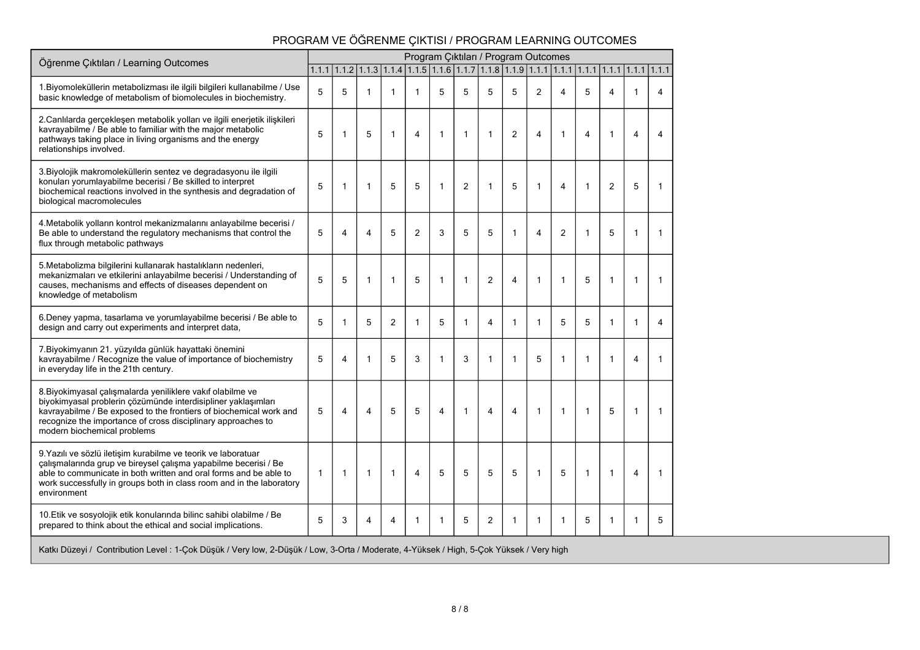## PROGRAM VE ÖĞRENME ÇIKTISI / PROGRAM LEARNING OUTCOMES

| Öğrenme Çıktıları / Learning Outcomes | Program Çıktıları / Program Outcomes | | | | | | | | | | | | | | |
|---|---|---|---|---|---|---|---|---|---|---|---|---|---|---|---|
| | 1.1.1 | 1.1.2 | 1.1.3 | 1.1.4 | 1.1.5 | 1.1.6 | 1.1.7 | 1.1.8 | 1.1.9 | 1.1.1 | 1.1.1 | 1.1.1 | 1.1.1 | 1.1.1 | 1.1.1 |
| 1.Biyomoleküllerin metabolizması ile ilgili bilgileri kullanabilme / Use basic knowledge of metabolism of biomolecules in biochemistry. | 5 | 5 | 1 | 1 | 1 | 5 | 5 | 5 | 5 | 2 | 4 | 5 | 4 | 1 | 4 |
| 2.Canlılarda gerçekleşen metabolik yolları ve ilgili enerjetik ilişkileri kavrayabilme / Be able to familiar with the major metabolic pathways taking place in living organisms and the energy relationships involved. | 5 | 1 | 5 | 1 | 4 | 1 | 1 | 1 | 2 | 4 | 1 | 4 | 1 | 4 | 4 |
| 3.Biyolojik makromoleküllerin sentez ve degradasyonu ile ilgili konuları yorumlayabilme becerisi / Be skilled to interpret biochemical reactions involved in the synthesis and degradation of biological macromolecules | 5 | 1 | 1 | 5 | 5 | 1 | 2 | 1 | 5 | 1 | 4 | 1 | 2 | 5 | 1 |
| 4.Metabolik yolların kontrol mekanizmalarını anlayabilme becerisi / Be able to understand the regulatory mechanisms that control the flux through metabolic pathways | 5 | 4 | 4 | 5 | 2 | 3 | 5 | 5 | 1 | 4 | 2 | 1 | 5 | 1 | 1 |
| 5.Metabolizma bilgilerini kullanarak hastalıkların nedenleri, mekanizmaları ve etkilerini anlayabilme becerisi / Understanding of causes, mechanisms and effects of diseases dependent on knowledge of metabolism | 5 | 5 | 1 | 1 | 5 | 1 | 1 | 2 | 4 | 1 | 1 | 5 | 1 | 1 | 1 |
| 6.Deney yapma, tasarlama ve yorumlayabilme becerisi / Be able to design and carry out experiments and interpret data, | 5 | 1 | 5 | 2 | 1 | 5 | 1 | 4 | 1 | 1 | 5 | 5 | 1 | 1 | 4 |
| 7.Biyokimyanın 21. yüzyılda günlük hayattaki önemini kavrayabilme / Recognize the value of importance of biochemistry in everyday life in the 21th century. | 5 | 4 | 1 | 5 | 3 | 1 | 3 | 1 | 1 | 5 | 1 | 1 | 1 | 4 | 1 |
| 8.Biyokimyasal çalışmalarda yeniliklere vakıf olabilme ve biyokimyasal problerin çözümünde interdisipliner yaklaşımları kavrayabilme / Be exposed to the frontiers of biochemical work and recognize the importance of cross disciplinary approaches to modern biochemical problems | 5 | 4 | 4 | 5 | 5 | 4 | 1 | 4 | 4 | 1 | 1 | 1 | 5 | 1 | 1 |
| 9.Yazılı ve sözlü iletişim kurabilme ve teorik ve laboratuar çalışmalarında grup ve bireysel çalışma yapabilme becerisi / Be able to communicate in both written and oral forms and be able to work successfully in groups both in class room and in the laboratory environment | 1 | 1 | 1 | 1 | 4 | 5 | 5 | 5 | 5 | 1 | 5 | 1 | 1 | 4 | 1 |
| 10.Etik ve sosyolojik etik konularında bilinc sahibi olabilme / Be prepared to think about the ethical and social implications. | 5 | 3 | 4 | 4 | 1 | 1 | 5 | 2 | 1 | 1 | 1 | 5 | 1 | 1 | 5 |

Katkı Düzeyi / Contribution Level : 1-Çok Düşük / Very low, 2-Düşük / Low, 3-Orta / Moderate, 4-Yüksek / High, 5-Çok Yüksek / Very high